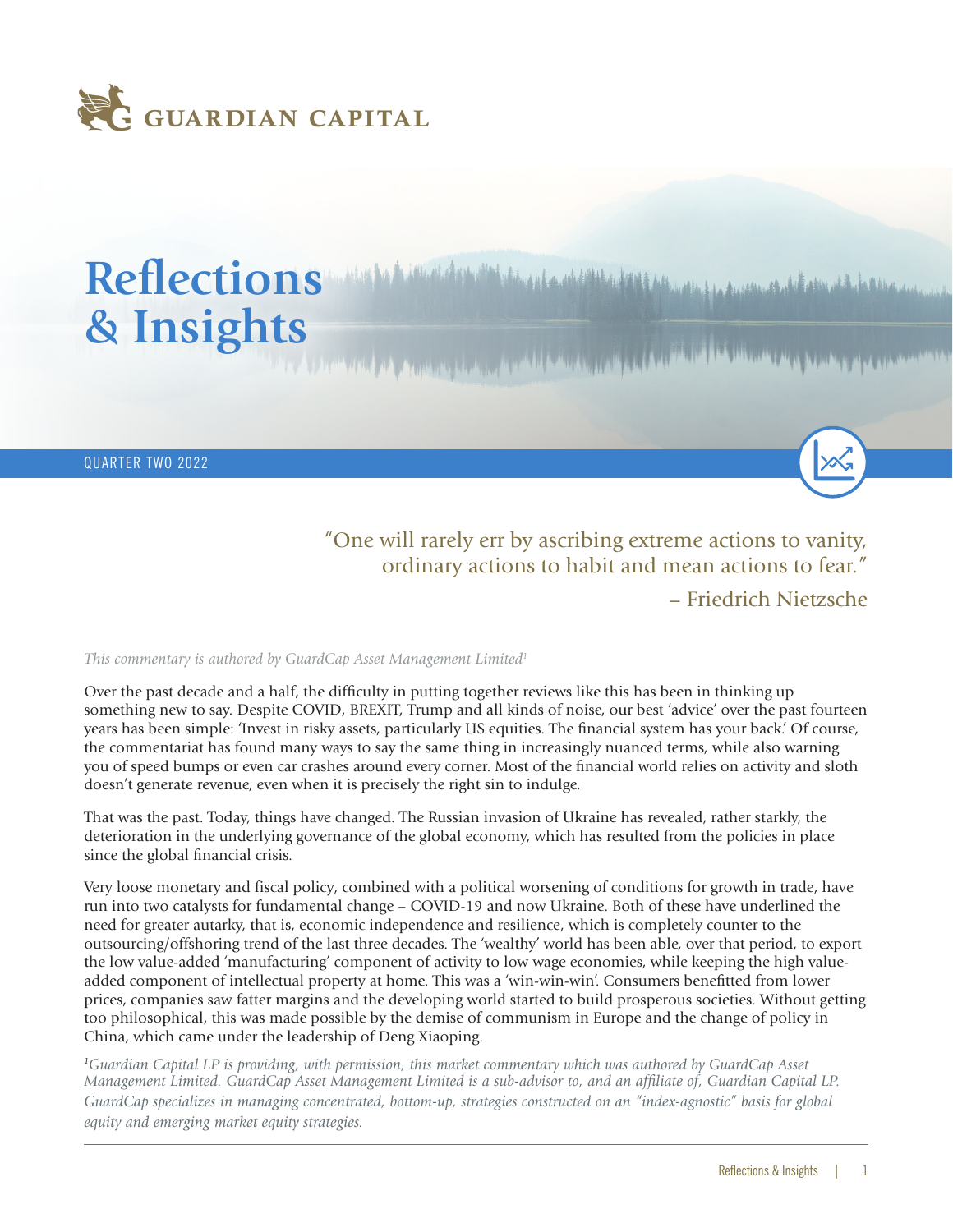GUARDIAN CAPITAL

# Reflections & Insights

QUARTER TWO 2022

> "One will rarely err by ascribing extreme actions to vanity, ordinary actions to habit and mean actions to fear."
>
> – Friedrich Nietzsche

*This commentary is authored by GuardCap Asset Management Limited*[1]

Over the past decade and a half, the difficulty in putting together reviews like this has been in thinking up something new to say. Despite COVID, BREXIT, Trump and all kinds of noise, our best 'advice' over the past fourteen years has been simple: 'Invest in risky assets, particularly US equities. The financial system has your back.' Of course, the commentariat has found many ways to say the same thing in increasingly nuanced terms, while also warning you of speed bumps or even car crashes around every corner. Most of the financial world relies on activity and sloth doesn't generate revenue, even when it is precisely the right sin to indulge.

That was the past. Today, things have changed. The Russian invasion of Ukraine has revealed, rather starkly, the deterioration in the underlying governance of the global economy, which has resulted from the policies in place since the global financial crisis.

Very loose monetary and fiscal policy, combined with a political worsening of conditions for growth in trade, have run into two catalysts for fundamental change – COVID-19 and now Ukraine. Both of these have underlined the need for greater autarky, that is, economic independence and resilience, which is completely counter to the outsourcing/offshoring trend of the last three decades. The 'wealthy' world has been able, over that period, to export the low value-added 'manufacturing' component of activity to low wage economies, while keeping the high value-added component of intellectual property at home. This was a 'win-win-win'. Consumers benefitted from lower prices, companies saw fatter margins and the developing world started to build prosperous societies. Without getting too philosophical, this was made possible by the demise of communism in Europe and the change of policy in China, which came under the leadership of Deng Xiaoping.

*[1]Guardian Capital LP is providing, with permission, this market commentary which was authored by GuardCap Asset Management Limited. GuardCap Asset Management Limited is a sub-advisor to, and an affiliate of, Guardian Capital LP. GuardCap specializes in managing concentrated, bottom-up, strategies constructed on an "index-agnostic" basis for global equity and emerging market equity strategies.*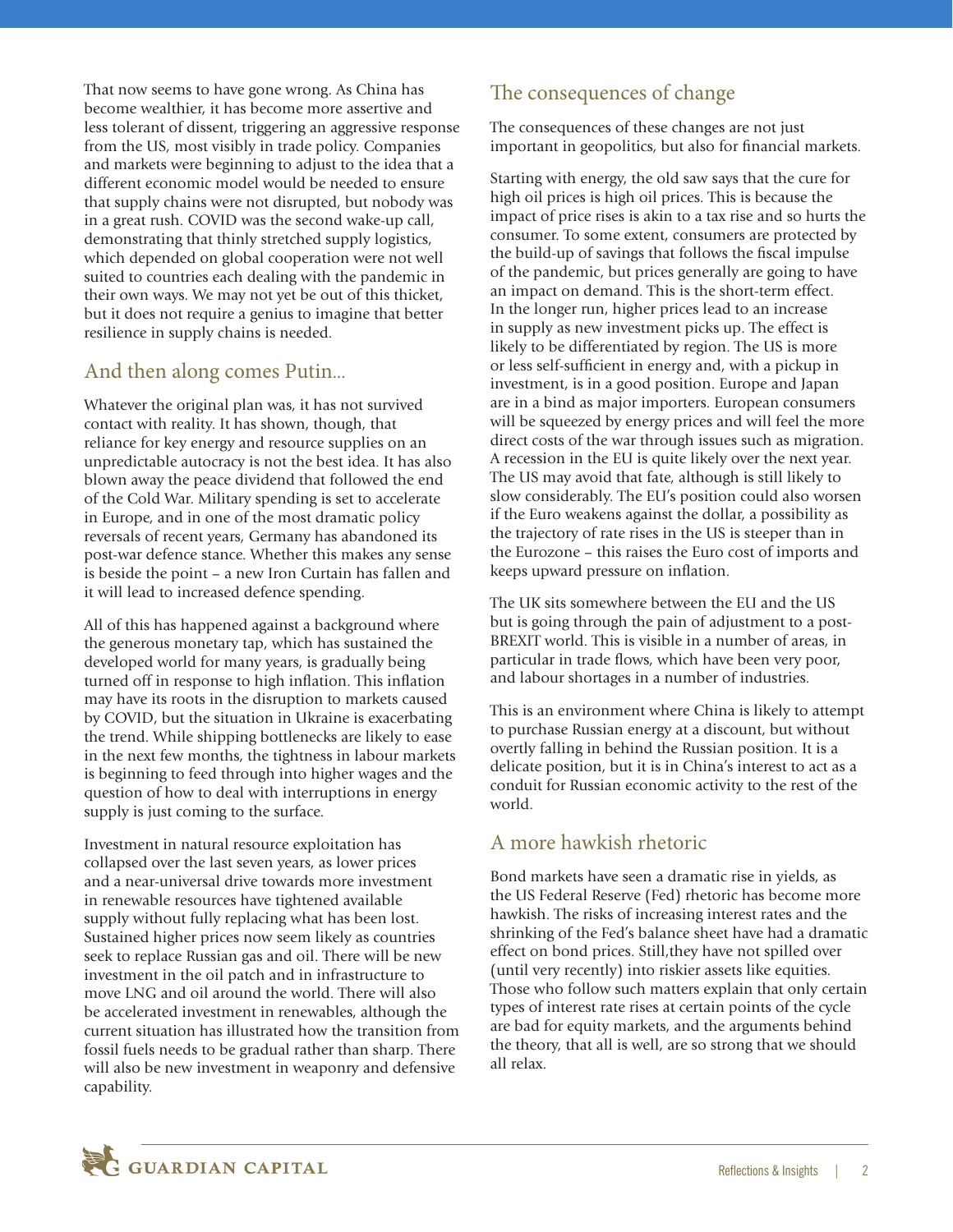That now seems to have gone wrong. As China has become wealthier, it has become more assertive and less tolerant of dissent, triggering an aggressive response from the US, most visibly in trade policy. Companies and markets were beginning to adjust to the idea that a different economic model would be needed to ensure that supply chains were not disrupted, but nobody was in a great rush. COVID was the second wake-up call, demonstrating that thinly stretched supply logistics, which depended on global cooperation were not well suited to countries each dealing with the pandemic in their own ways. We may not yet be out of this thicket, but it does not require a genius to imagine that better resilience in supply chains is needed.

## And then along comes Putin...

Whatever the original plan was, it has not survived contact with reality. It has shown, though, that reliance for key energy and resource supplies on an unpredictable autocracy is not the best idea. It has also blown away the peace dividend that followed the end of the Cold War. Military spending is set to accelerate in Europe, and in one of the most dramatic policy reversals of recent years, Germany has abandoned its post-war defence stance. Whether this makes any sense is beside the point – a new Iron Curtain has fallen and it will lead to increased defence spending.

All of this has happened against a background where the generous monetary tap, which has sustained the developed world for many years, is gradually being turned off in response to high inflation. This inflation may have its roots in the disruption to markets caused by COVID, but the situation in Ukraine is exacerbating the trend. While shipping bottlenecks are likely to ease in the next few months, the tightness in labour markets is beginning to feed through into higher wages and the question of how to deal with interruptions in energy supply is just coming to the surface.

Investment in natural resource exploitation has collapsed over the last seven years, as lower prices and a near-universal drive towards more investment in renewable resources have tightened available supply without fully replacing what has been lost. Sustained higher prices now seem likely as countries seek to replace Russian gas and oil. There will be new investment in the oil patch and in infrastructure to move LNG and oil around the world. There will also be accelerated investment in renewables, although the current situation has illustrated how the transition from fossil fuels needs to be gradual rather than sharp. There will also be new investment in weaponry and defensive capability.

## The consequences of change

The consequences of these changes are not just important in geopolitics, but also for financial markets.

Starting with energy, the old saw says that the cure for high oil prices is high oil prices. This is because the impact of price rises is akin to a tax rise and so hurts the consumer. To some extent, consumers are protected by the build-up of savings that follows the fiscal impulse of the pandemic, but prices generally are going to have an impact on demand. This is the short-term effect. In the longer run, higher prices lead to an increase in supply as new investment picks up. The effect is likely to be differentiated by region. The US is more or less self-sufficient in energy and, with a pickup in investment, is in a good position. Europe and Japan are in a bind as major importers. European consumers will be squeezed by energy prices and will feel the more direct costs of the war through issues such as migration. A recession in the EU is quite likely over the next year. The US may avoid that fate, although is still likely to slow considerably. The EU's position could also worsen if the Euro weakens against the dollar, a possibility as the trajectory of rate rises in the US is steeper than in the Eurozone – this raises the Euro cost of imports and keeps upward pressure on inflation.

The UK sits somewhere between the EU and the US but is going through the pain of adjustment to a post-BREXIT world. This is visible in a number of areas, in particular in trade flows, which have been very poor, and labour shortages in a number of industries.

This is an environment where China is likely to attempt to purchase Russian energy at a discount, but without overtly falling in behind the Russian position. It is a delicate position, but it is in China's interest to act as a conduit for Russian economic activity to the rest of the world.

## A more hawkish rhetoric

Bond markets have seen a dramatic rise in yields, as the US Federal Reserve (Fed) rhetoric has become more hawkish. The risks of increasing interest rates and the shrinking of the Fed's balance sheet have had a dramatic effect on bond prices. Still,they have not spilled over (until very recently) into riskier assets like equities. Those who follow such matters explain that only certain types of interest rate rises at certain points of the cycle are bad for equity markets, and the arguments behind the theory, that all is well, are so strong that we should all relax.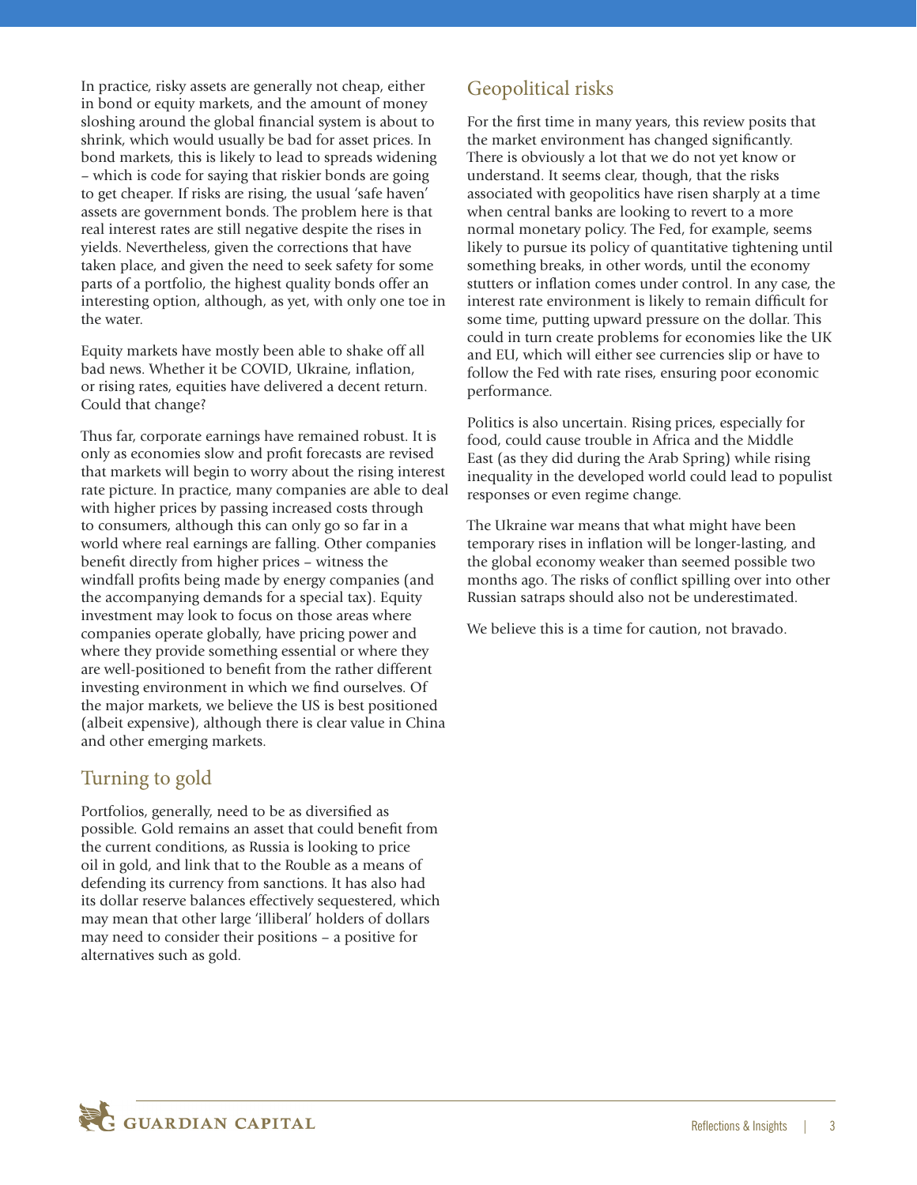In practice, risky assets are generally not cheap, either in bond or equity markets, and the amount of money sloshing around the global financial system is about to shrink, which would usually be bad for asset prices. In bond markets, this is likely to lead to spreads widening – which is code for saying that riskier bonds are going to get cheaper. If risks are rising, the usual 'safe haven' assets are government bonds. The problem here is that real interest rates are still negative despite the rises in yields. Nevertheless, given the corrections that have taken place, and given the need to seek safety for some parts of a portfolio, the highest quality bonds offer an interesting option, although, as yet, with only one toe in the water.

Equity markets have mostly been able to shake off all bad news. Whether it be COVID, Ukraine, inflation, or rising rates, equities have delivered a decent return. Could that change?

Thus far, corporate earnings have remained robust. It is only as economies slow and profit forecasts are revised that markets will begin to worry about the rising interest rate picture. In practice, many companies are able to deal with higher prices by passing increased costs through to consumers, although this can only go so far in a world where real earnings are falling. Other companies benefit directly from higher prices – witness the windfall profits being made by energy companies (and the accompanying demands for a special tax). Equity investment may look to focus on those areas where companies operate globally, have pricing power and where they provide something essential or where they are well-positioned to benefit from the rather different investing environment in which we find ourselves. Of the major markets, we believe the US is best positioned (albeit expensive), although there is clear value in China and other emerging markets.

## Turning to gold

Portfolios, generally, need to be as diversified as possible. Gold remains an asset that could benefit from the current conditions, as Russia is looking to price oil in gold, and link that to the Rouble as a means of defending its currency from sanctions. It has also had its dollar reserve balances effectively sequestered, which may mean that other large 'illiberal' holders of dollars may need to consider their positions – a positive for alternatives such as gold.

## Geopolitical risks

For the first time in many years, this review posits that the market environment has changed significantly. There is obviously a lot that we do not yet know or understand. It seems clear, though, that the risks associated with geopolitics have risen sharply at a time when central banks are looking to revert to a more normal monetary policy. The Fed, for example, seems likely to pursue its policy of quantitative tightening until something breaks, in other words, until the economy stutters or inflation comes under control. In any case, the interest rate environment is likely to remain difficult for some time, putting upward pressure on the dollar. This could in turn create problems for economies like the UK and EU, which will either see currencies slip or have to follow the Fed with rate rises, ensuring poor economic performance.

Politics is also uncertain. Rising prices, especially for food, could cause trouble in Africa and the Middle East (as they did during the Arab Spring) while rising inequality in the developed world could lead to populist responses or even regime change.

The Ukraine war means that what might have been temporary rises in inflation will be longer-lasting, and the global economy weaker than seemed possible two months ago. The risks of conflict spilling over into other Russian satraps should also not be underestimated.

We believe this is a time for caution, not bravado.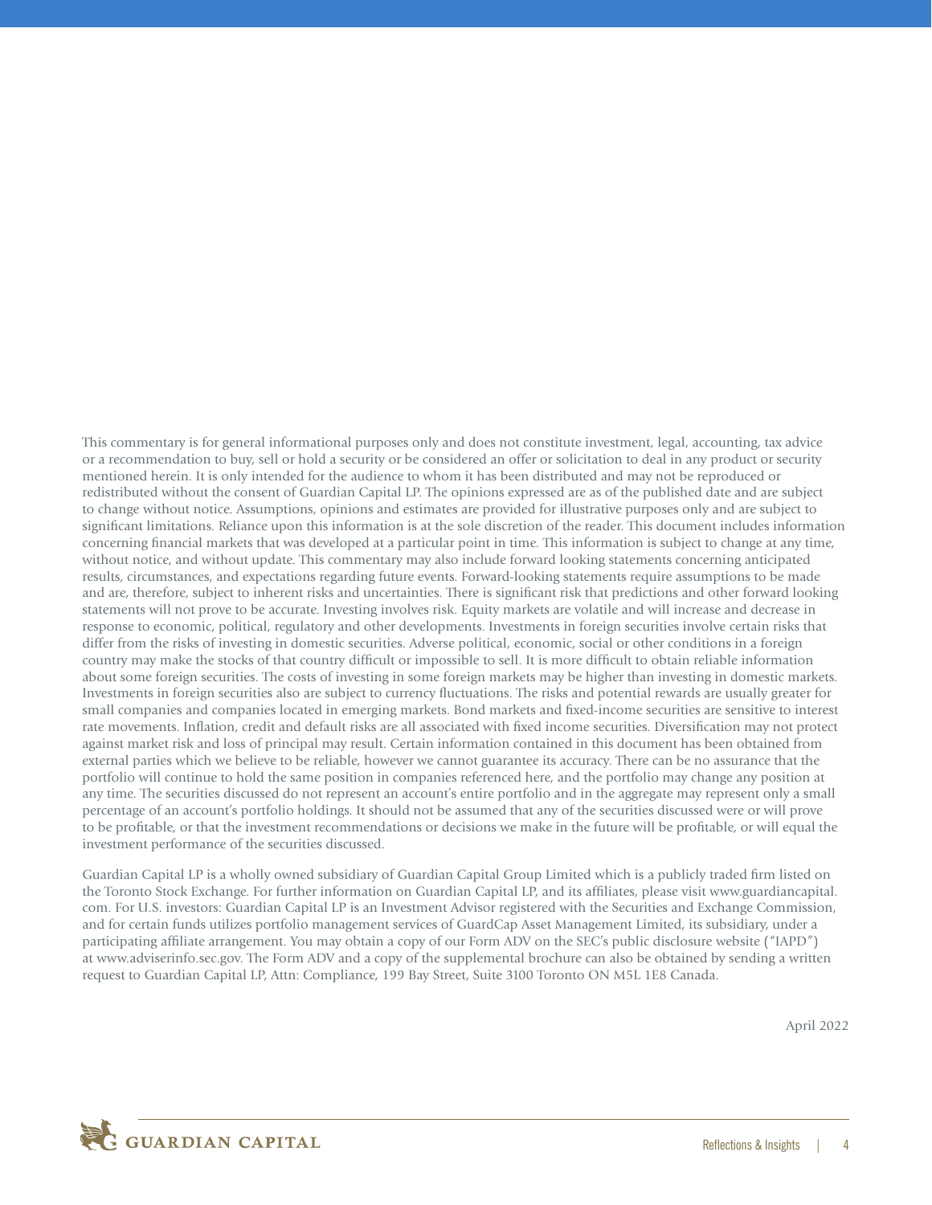This commentary is for general informational purposes only and does not constitute investment, legal, accounting, tax advice or a recommendation to buy, sell or hold a security or be considered an offer or solicitation to deal in any product or security mentioned herein. It is only intended for the audience to whom it has been distributed and may not be reproduced or redistributed without the consent of Guardian Capital LP. The opinions expressed are as of the published date and are subject to change without notice. Assumptions, opinions and estimates are provided for illustrative purposes only and are subject to significant limitations. Reliance upon this information is at the sole discretion of the reader. This document includes information concerning financial markets that was developed at a particular point in time. This information is subject to change at any time, without notice, and without update. This commentary may also include forward looking statements concerning anticipated results, circumstances, and expectations regarding future events. Forward-looking statements require assumptions to be made and are, therefore, subject to inherent risks and uncertainties. There is significant risk that predictions and other forward looking statements will not prove to be accurate. Investing involves risk. Equity markets are volatile and will increase and decrease in response to economic, political, regulatory and other developments. Investments in foreign securities involve certain risks that differ from the risks of investing in domestic securities. Adverse political, economic, social or other conditions in a foreign country may make the stocks of that country difficult or impossible to sell. It is more difficult to obtain reliable information about some foreign securities. The costs of investing in some foreign markets may be higher than investing in domestic markets. Investments in foreign securities also are subject to currency fluctuations. The risks and potential rewards are usually greater for small companies and companies located in emerging markets. Bond markets and fixed-income securities are sensitive to interest rate movements. Inflation, credit and default risks are all associated with fixed income securities. Diversification may not protect against market risk and loss of principal may result. Certain information contained in this document has been obtained from external parties which we believe to be reliable, however we cannot guarantee its accuracy. There can be no assurance that the portfolio will continue to hold the same position in companies referenced here, and the portfolio may change any position at any time. The securities discussed do not represent an account's entire portfolio and in the aggregate may represent only a small percentage of an account's portfolio holdings. It should not be assumed that any of the securities discussed were or will prove to be profitable, or that the investment recommendations or decisions we make in the future will be profitable, or will equal the investment performance of the securities discussed.

Guardian Capital LP is a wholly owned subsidiary of Guardian Capital Group Limited which is a publicly traded firm listed on the Toronto Stock Exchange. For further information on Guardian Capital LP, and its affiliates, please visit www.guardiancapital.com. For U.S. investors: Guardian Capital LP is an Investment Advisor registered with the Securities and Exchange Commission, and for certain funds utilizes portfolio management services of GuardCap Asset Management Limited, its subsidiary, under a participating affiliate arrangement. You may obtain a copy of our Form ADV on the SEC's public disclosure website ("IAPD") at www.adviserinfo.sec.gov. The Form ADV and a copy of the supplemental brochure can also be obtained by sending a written request to Guardian Capital LP, Attn: Compliance, 199 Bay Street, Suite 3100 Toronto ON M5L 1E8 Canada.

April 2022